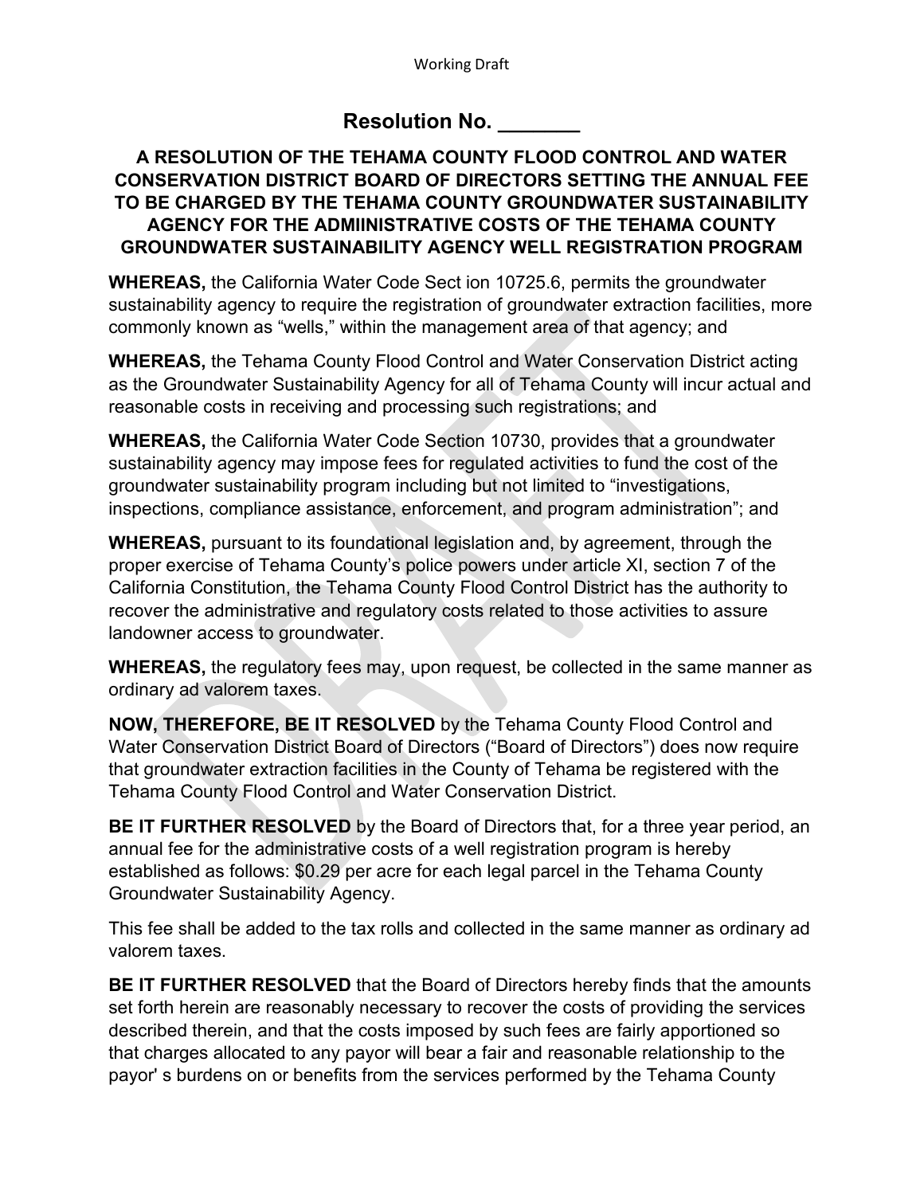# Resolution No. _______

## A RESOLUTION OF THE TEHAMA COUNTY FLOOD CONTROL AND WATER CONSERVATION DISTRICT BOARD OF DIRECTORS SETTING THE ANNUAL FEE TO BE CHARGED BY THE TEHAMA COUNTY GROUNDWATER SUSTAINABILITY AGENCY FOR THE ADMIINISTRATIVE COSTS OF THE TEHAMA COUNTY GROUNDWATER SUSTAINABILITY AGENCY WELL REGISTRATION PROGRAM

**WHEREAS,** the California Water Code Sect ion 10725.6, permits the groundwater sustainability agency to require the registration of groundwater extraction facilities, more commonly known as "wells," within the management area of that agency; and

**WHEREAS,** the Tehama County Flood Control and Water Conservation District acting as the Groundwater Sustainability Agency for all of Tehama County will incur actual and reasonable costs in receiving and processing such registrations; and

**WHEREAS,** the California Water Code Section 10730, provides that a groundwater sustainability agency may impose fees for regulated activities to fund the cost of the groundwater sustainability program including but not limited to "investigations, inspections, compliance assistance, enforcement, and program administration"; and

**WHEREAS,** pursuant to its foundational legislation and, by agreement, through the proper exercise of Tehama County's police powers under article XI, section 7 of the California Constitution, the Tehama County Flood Control District has the authority to recover the administrative and regulatory costs related to those activities to assure landowner access to groundwater.

**WHEREAS,** the regulatory fees may, upon request, be collected in the same manner as ordinary ad valorem taxes.

**NOW, THEREFORE, BE IT RESOLVED** by the Tehama County Flood Control and Water Conservation District Board of Directors ("Board of Directors") does now require that groundwater extraction facilities in the County of Tehama be registered with the Tehama County Flood Control and Water Conservation District.

**BE IT FURTHER RESOLVED** by the Board of Directors that, for a three year period, an annual fee for the administrative costs of a well registration program is hereby established as follows: $0.29 per acre for each legal parcel in the Tehama County Groundwater Sustainability Agency.

This fee shall be added to the tax rolls and collected in the same manner as ordinary ad valorem taxes.

**BE IT FURTHER RESOLVED** that the Board of Directors hereby finds that the amounts set forth herein are reasonably necessary to recover the costs of providing the services described therein, and that the costs imposed by such fees are fairly apportioned so that charges allocated to any payor will bear a fair and reasonable relationship to the payor' s burdens on or benefits from the services performed by the Tehama County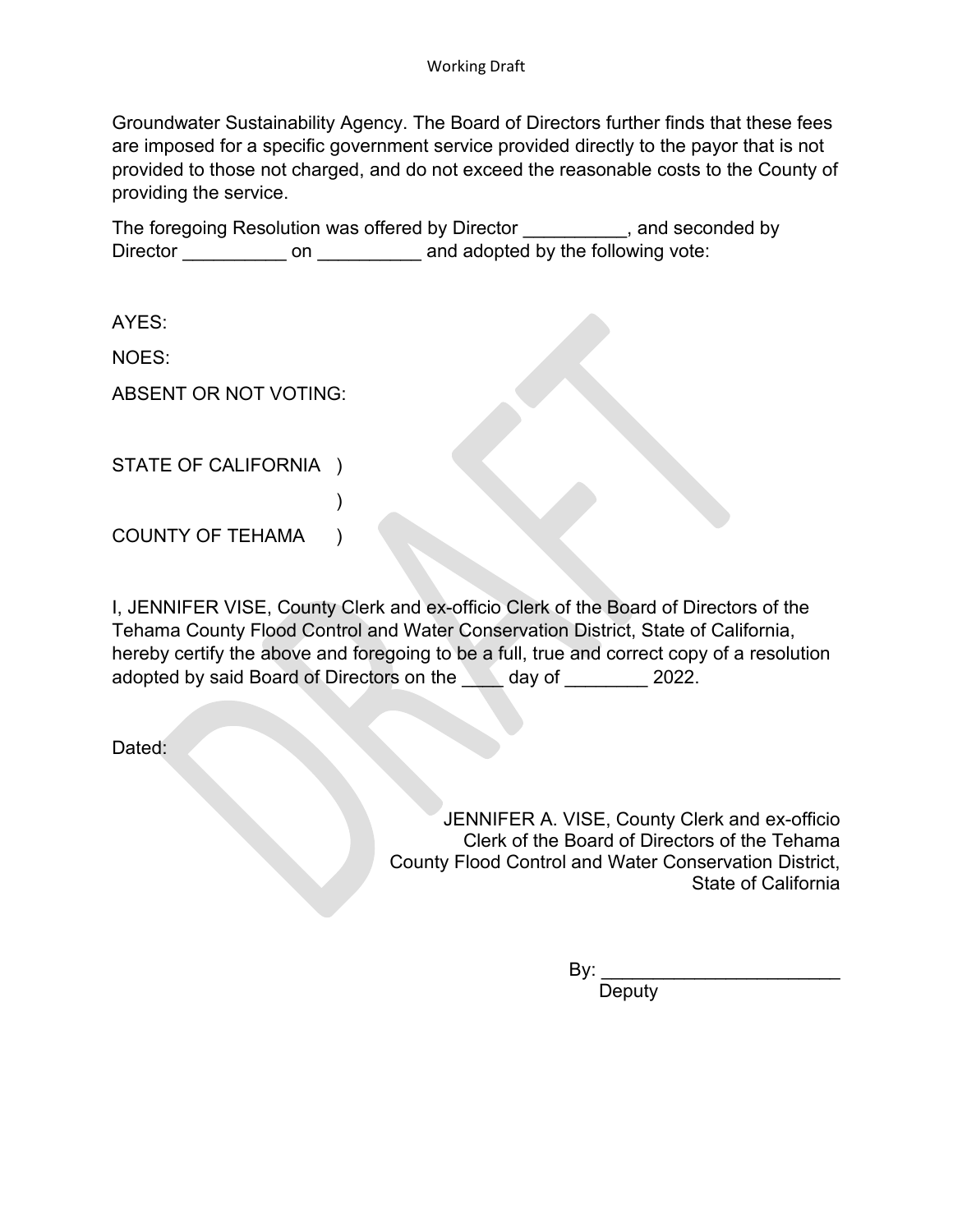Groundwater Sustainability Agency. The Board of Directors further finds that these fees are imposed for a specific government service provided directly to the payor that is not provided to those not charged, and do not exceed the reasonable costs to the County of providing the service.

The foregoing Resolution was offered by Director __________, and seconded by Director __________ on __________ and adopted by the following vote:

AYES:

NOES:

ABSENT OR NOT VOTING:

STATE OF CALIFORNIA )
)
COUNTY OF TEHAMA )

I, JENNIFER VISE, County Clerk and ex-officio Clerk of the Board of Directors of the Tehama County Flood Control and Water Conservation District, State of California, hereby certify the above and foregoing to be a full, true and correct copy of a resolution adopted by said Board of Directors on the ____ day of ________ 2022.

Dated:

JENNIFER A. VISE, County Clerk and ex-officio Clerk of the Board of Directors of the Tehama County Flood Control and Water Conservation District, State of California

By: _______________________
Deputy